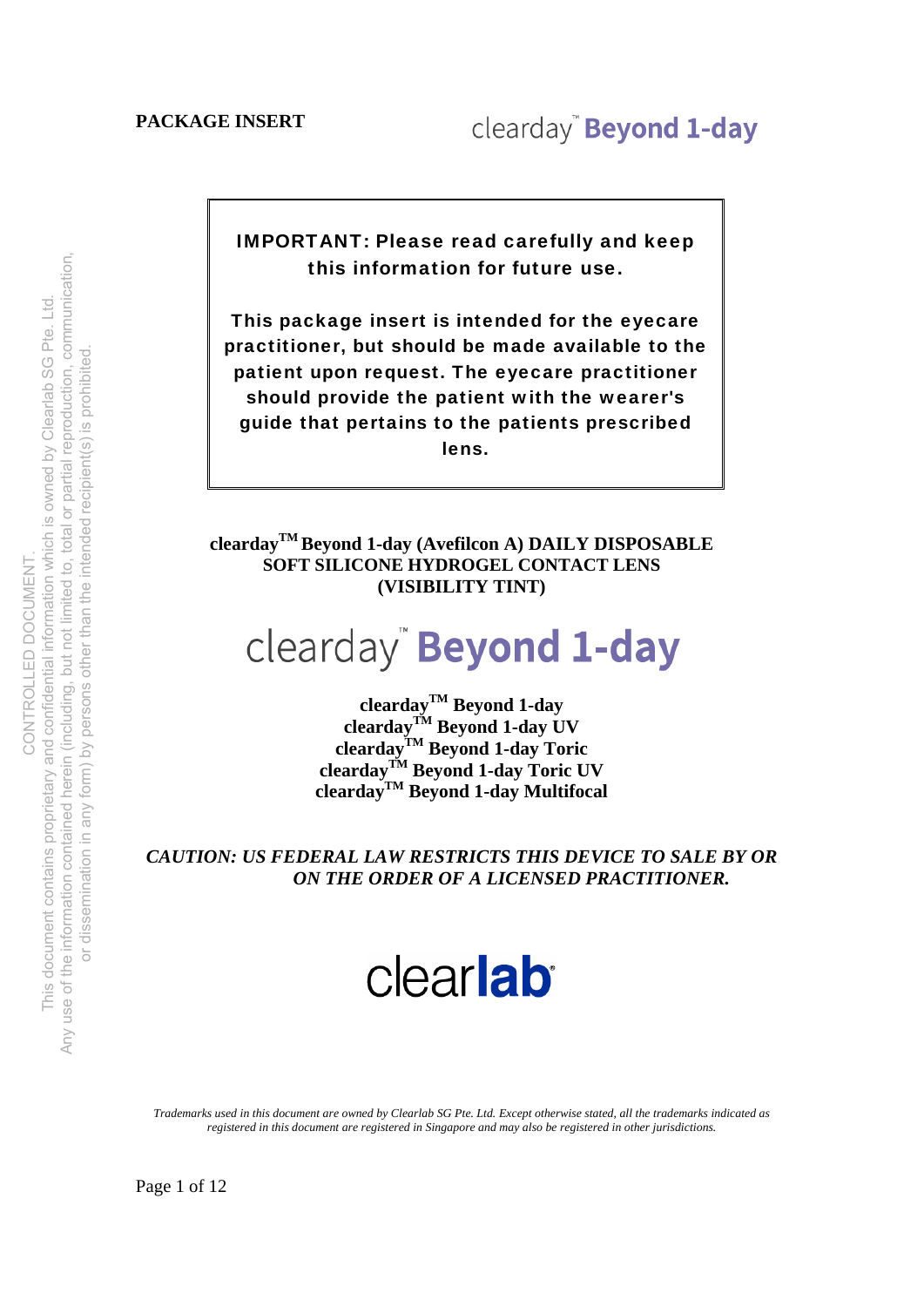**PACKAGE INSERT**

clearday™ **Beyond 1-day**

> **IMPORTANT: Please read carefully and keep this information for future use.**
>
> **This package insert is intended for the eyecare practitioner, but should be made available to the patient upon request. The eyecare practitioner should provide the patient with the wearer's guide that pertains to the patients prescribed lens.**

**clearday™ Beyond 1-day (Avefilcon A) DAILY DISPOSABLE SOFT SILICONE HYDROGEL CONTACT LENS (VISIBILITY TINT)**

clearday™ **Beyond 1-day**

**clearday™ Beyond 1-day**
**clearday™ Beyond 1-day UV**
**clearday™ Beyond 1-day Toric**
**clearday™ Beyond 1-day Toric UV**
**clearday™ Beyond 1-day Multifocal**

***CAUTION: US FEDERAL LAW RESTRICTS THIS DEVICE TO SALE BY OR ON THE ORDER OF A LICENSED PRACTITIONER.***

clear**lab**®

*Trademarks used in this document are owned by Clearlab SG Pte. Ltd. Except otherwise stated, all the trademarks indicated as registered in this document are registered in Singapore and may also be registered in other jurisdictions.*

CONTROLLED DOCUMENT.
This document contains proprietary and confidential information which is owned by Clearlab SG Pte. Ltd.
Any use of the information contained herein (including, but not limited to, total or partial reproduction, communication, or dissemination in any form) by persons other than the intended recipient(s) is prohibited.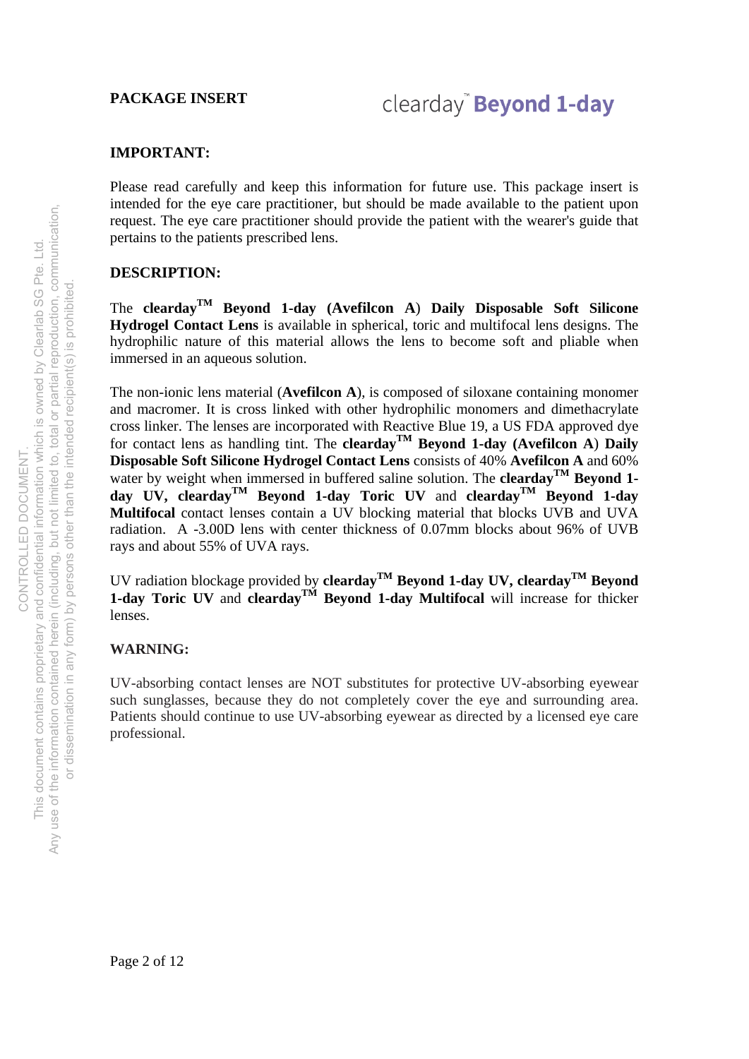**PACKAGE INSERT**

clearday™ **Beyond 1-day**

## IMPORTANT:

Please read carefully and keep this information for future use. This package insert is intended for the eye care practitioner, but should be made available to the patient upon request. The eye care practitioner should provide the patient with the wearer's guide that pertains to the patients prescribed lens.

## DESCRIPTION:

The **clearday™ Beyond 1-day (Avefilcon A) Daily Disposable Soft Silicone Hydrogel Contact Lens** is available in spherical, toric and multifocal lens designs. The hydrophilic nature of this material allows the lens to become soft and pliable when immersed in an aqueous solution.

The non-ionic lens material (**Avefilcon A**), is composed of siloxane containing monomer and macromer. It is cross linked with other hydrophilic monomers and dimethacrylate cross linker. The lenses are incorporated with Reactive Blue 19, a US FDA approved dye for contact lens as handling tint. The **clearday™ Beyond 1-day (Avefilcon A) Daily Disposable Soft Silicone Hydrogel Contact Lens** consists of 40% **Avefilcon A** and 60% water by weight when immersed in buffered saline solution. The **clearday™ Beyond 1-day UV, clearday™ Beyond 1-day Toric UV** and **clearday™ Beyond 1-day Multifocal** contact lenses contain a UV blocking material that blocks UVB and UVA radiation. A -3.00D lens with center thickness of 0.07mm blocks about 96% of UVB rays and about 55% of UVA rays.

UV radiation blockage provided by **clearday™ Beyond 1-day UV, clearday™ Beyond 1-day Toric UV** and **clearday™ Beyond 1-day Multifocal** will increase for thicker lenses.

## WARNING:

UV-absorbing contact lenses are NOT substitutes for protective UV-absorbing eyewear such sunglasses, because they do not completely cover the eye and surrounding area. Patients should continue to use UV-absorbing eyewear as directed by a licensed eye care professional.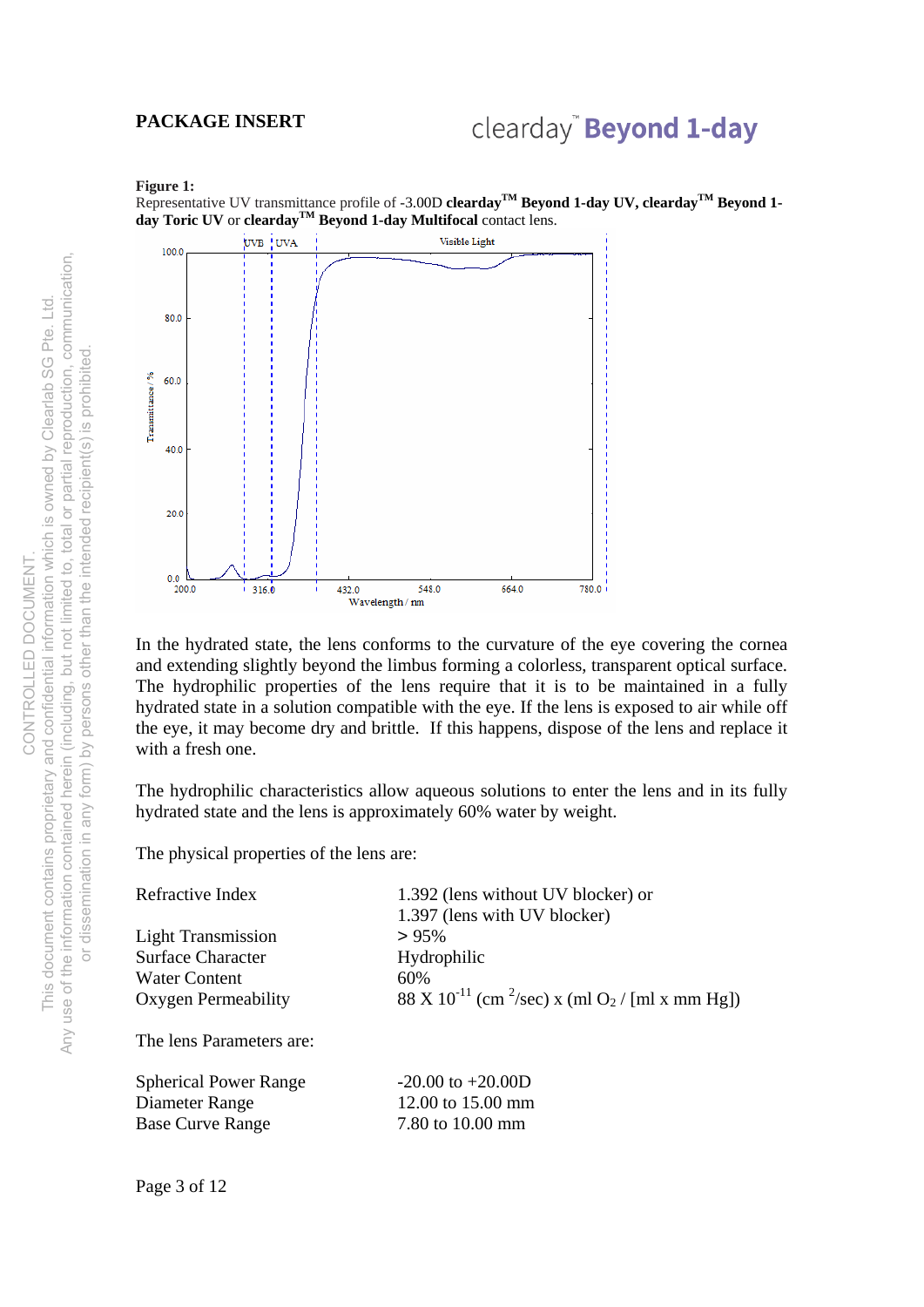**PACKAGE INSERT**

**Figure 1:**
Representative UV transmittance profile of -3.00D **clearday™ Beyond 1-day UV, clearday™ Beyond 1-day Toric UV** or **clearday™ Beyond 1-day Multifocal** contact lens.

In the hydrated state, the lens conforms to the curvature of the eye covering the cornea and extending slightly beyond the limbus forming a colorless, transparent optical surface. The hydrophilic properties of the lens require that it is to be maintained in a fully hydrated state in a solution compatible with the eye. If the lens is exposed to air while off the eye, it may become dry and brittle. If this happens, dispose of the lens and replace it with a fresh one.

The hydrophilic characteristics allow aqueous solutions to enter the lens and in its fully hydrated state and the lens is approximately 60% water by weight.

The physical properties of the lens are:

| | |
|---|---|
| Refractive Index | 1.392 (lens without UV blocker) or 1.397 (lens with UV blocker) |
| Light Transmission | > 95% |
| Surface Character | Hydrophilic |
| Water Content | 60% |
| Oxygen Permeability | $88 \times 10^{-11}$ ($cm^2$/sec) x (ml $O_2$ / [ml x mm Hg]) |

The lens Parameters are:

| | |
|---|---|
| Spherical Power Range | -20.00 to +20.00D |
| Diameter Range | 12.00 to 15.00 mm |
| Base Curve Range | 7.80 to 10.00 mm |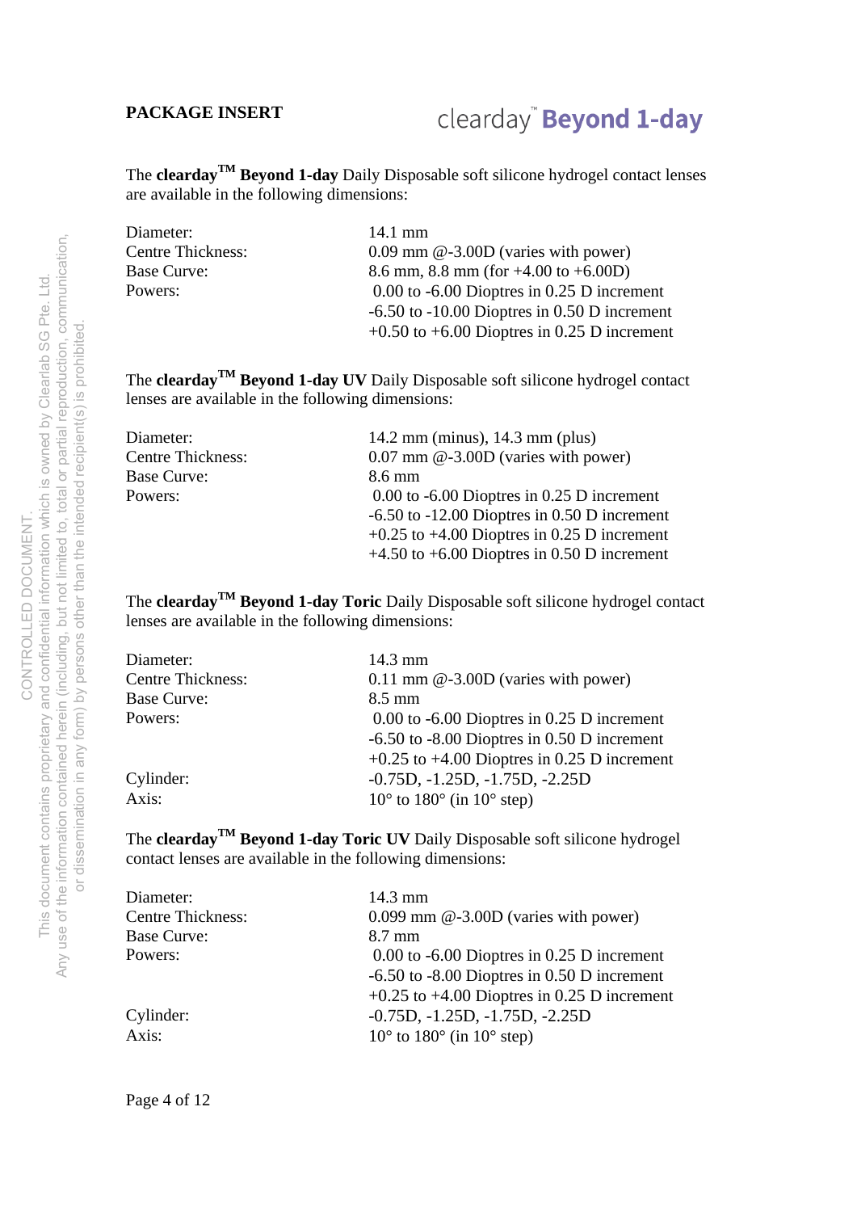**PACKAGE INSERT**

clearday™ **Beyond 1-day**

The **clearday™ Beyond 1-day** Daily Disposable soft silicone hydrogel contact lenses are available in the following dimensions:

| | |
|---|---|
| Diameter: | 14.1 mm |
| Centre Thickness: | 0.09 mm @-3.00D (varies with power) |
| Base Curve: | 8.6 mm, 8.8 mm (for +4.00 to +6.00D) |
| Powers: | 0.00 to -6.00 Dioptres in 0.25 D increment |
| | -6.50 to -10.00 Dioptres in 0.50 D increment |
| | +0.50 to +6.00 Dioptres in 0.25 D increment |

The **clearday™ Beyond 1-day UV** Daily Disposable soft silicone hydrogel contact lenses are available in the following dimensions:

| | |
|---|---|
| Diameter: | 14.2 mm (minus), 14.3 mm (plus) |
| Centre Thickness: | 0.07 mm @-3.00D (varies with power) |
| Base Curve: | 8.6 mm |
| Powers: | 0.00 to -6.00 Dioptres in 0.25 D increment |
| | -6.50 to -12.00 Dioptres in 0.50 D increment |
| | +0.25 to +4.00 Dioptres in 0.25 D increment |
| | +4.50 to +6.00 Dioptres in 0.50 D increment |

The **clearday™ Beyond 1-day Toric** Daily Disposable soft silicone hydrogel contact lenses are available in the following dimensions:

| | |
|---|---|
| Diameter: | 14.3 mm |
| Centre Thickness: | 0.11 mm @-3.00D (varies with power) |
| Base Curve: | 8.5 mm |
| Powers: | 0.00 to -6.00 Dioptres in 0.25 D increment |
| | -6.50 to -8.00 Dioptres in 0.50 D increment |
| | +0.25 to +4.00 Dioptres in 0.25 D increment |
| Cylinder: | -0.75D, -1.25D, -1.75D, -2.25D |
| Axis: | 10° to 180° (in 10° step) |

The **clearday™ Beyond 1-day Toric UV** Daily Disposable soft silicone hydrogel contact lenses are available in the following dimensions:

| | |
|---|---|
| Diameter: | 14.3 mm |
| Centre Thickness: | 0.099 mm @-3.00D (varies with power) |
| Base Curve: | 8.7 mm |
| Powers: | 0.00 to -6.00 Dioptres in 0.25 D increment |
| | -6.50 to -8.00 Dioptres in 0.50 D increment |
| | +0.25 to +4.00 Dioptres in 0.25 D increment |
| Cylinder: | -0.75D, -1.25D, -1.75D, -2.25D |
| Axis: | 10° to 180° (in 10° step) |

CONTROLLED DOCUMENT.
This document contains proprietary and confidential information which is owned by Clearlab SG Pte. Ltd.
Any use of the information contained herein (including, but not limited to, total or partial reproduction, communication, or dissemination in any form) by persons other than the intended recipient(s) is prohibited.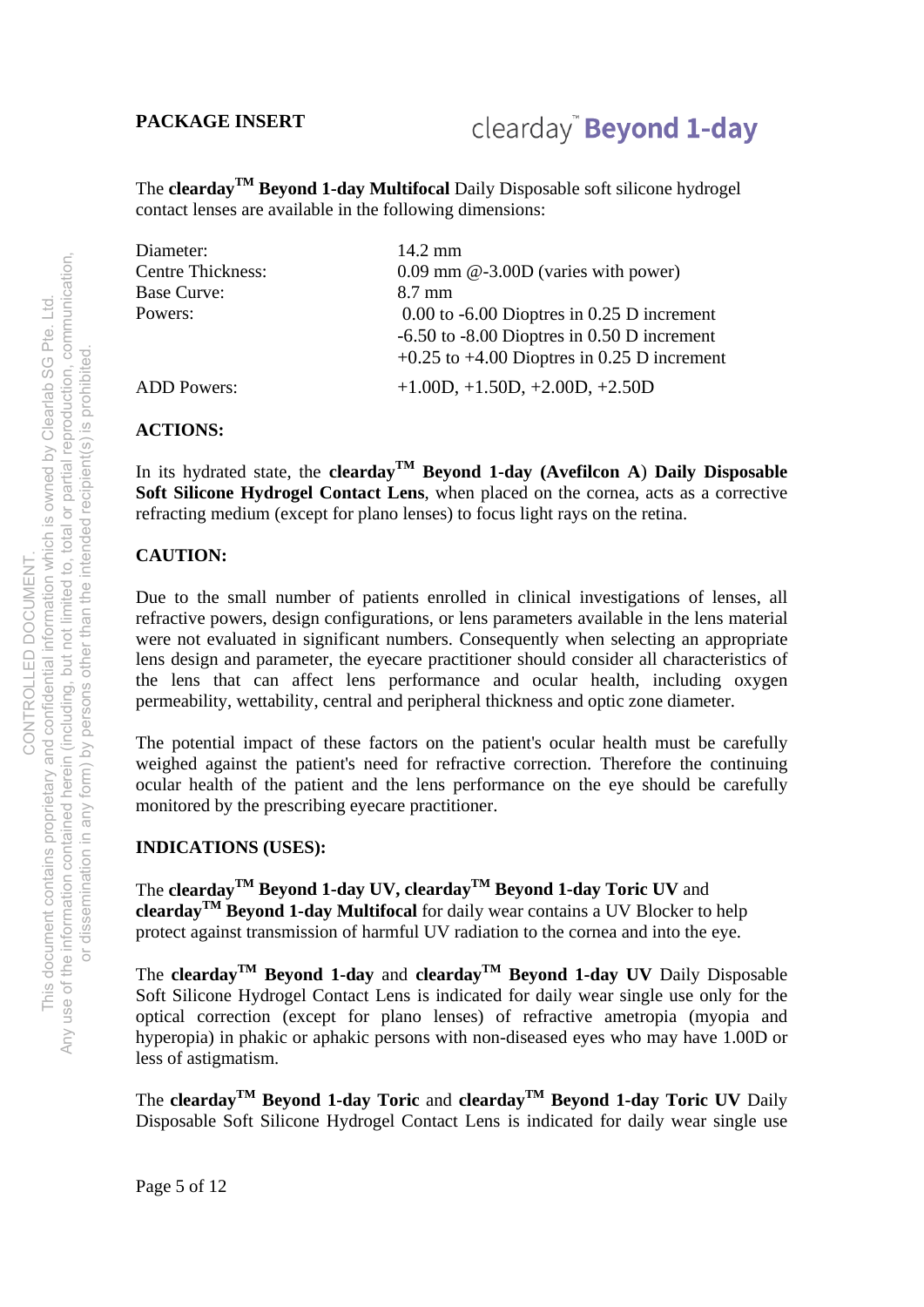**PACKAGE INSERT**

clearday™ **Beyond 1-day**

The **clearday™ Beyond 1-day Multifocal** Daily Disposable soft silicone hydrogel contact lenses are available in the following dimensions:

| | |
|---|---|
| Diameter: | 14.2 mm |
| Centre Thickness: | 0.09 mm @-3.00D (varies with power) |
| Base Curve: | 8.7 mm |
| Powers: | 0.00 to -6.00 Dioptres in 0.25 D increment<br>-6.50 to -8.00 Dioptres in 0.50 D increment<br>+0.25 to +4.00 Dioptres in 0.25 D increment |
| ADD Powers: | +1.00D, +1.50D, +2.00D, +2.50D |

**ACTIONS:**

In its hydrated state, the **clearday™ Beyond 1-day (Avefilcon A) Daily Disposable Soft Silicone Hydrogel Contact Lens**, when placed on the cornea, acts as a corrective refracting medium (except for plano lenses) to focus light rays on the retina.

**CAUTION:**

Due to the small number of patients enrolled in clinical investigations of lenses, all refractive powers, design configurations, or lens parameters available in the lens material were not evaluated in significant numbers. Consequently when selecting an appropriate lens design and parameter, the eyecare practitioner should consider all characteristics of the lens that can affect lens performance and ocular health, including oxygen permeability, wettability, central and peripheral thickness and optic zone diameter.

The potential impact of these factors on the patient's ocular health must be carefully weighed against the patient's need for refractive correction. Therefore the continuing ocular health of the patient and the lens performance on the eye should be carefully monitored by the prescribing eyecare practitioner.

**INDICATIONS (USES):**

The **clearday™ Beyond 1-day UV, clearday™ Beyond 1-day Toric UV** and **clearday™ Beyond 1-day Multifocal** for daily wear contains a UV Blocker to help protect against transmission of harmful UV radiation to the cornea and into the eye.

The **clearday™ Beyond 1-day** and **clearday™ Beyond 1-day UV** Daily Disposable Soft Silicone Hydrogel Contact Lens is indicated for daily wear single use only for the optical correction (except for plano lenses) of refractive ametropia (myopia and hyperopia) in phakic or aphakic persons with non-diseased eyes who may have 1.00D or less of astigmatism.

The **clearday™ Beyond 1-day Toric** and **clearday™ Beyond 1-day Toric UV** Daily Disposable Soft Silicone Hydrogel Contact Lens is indicated for daily wear single use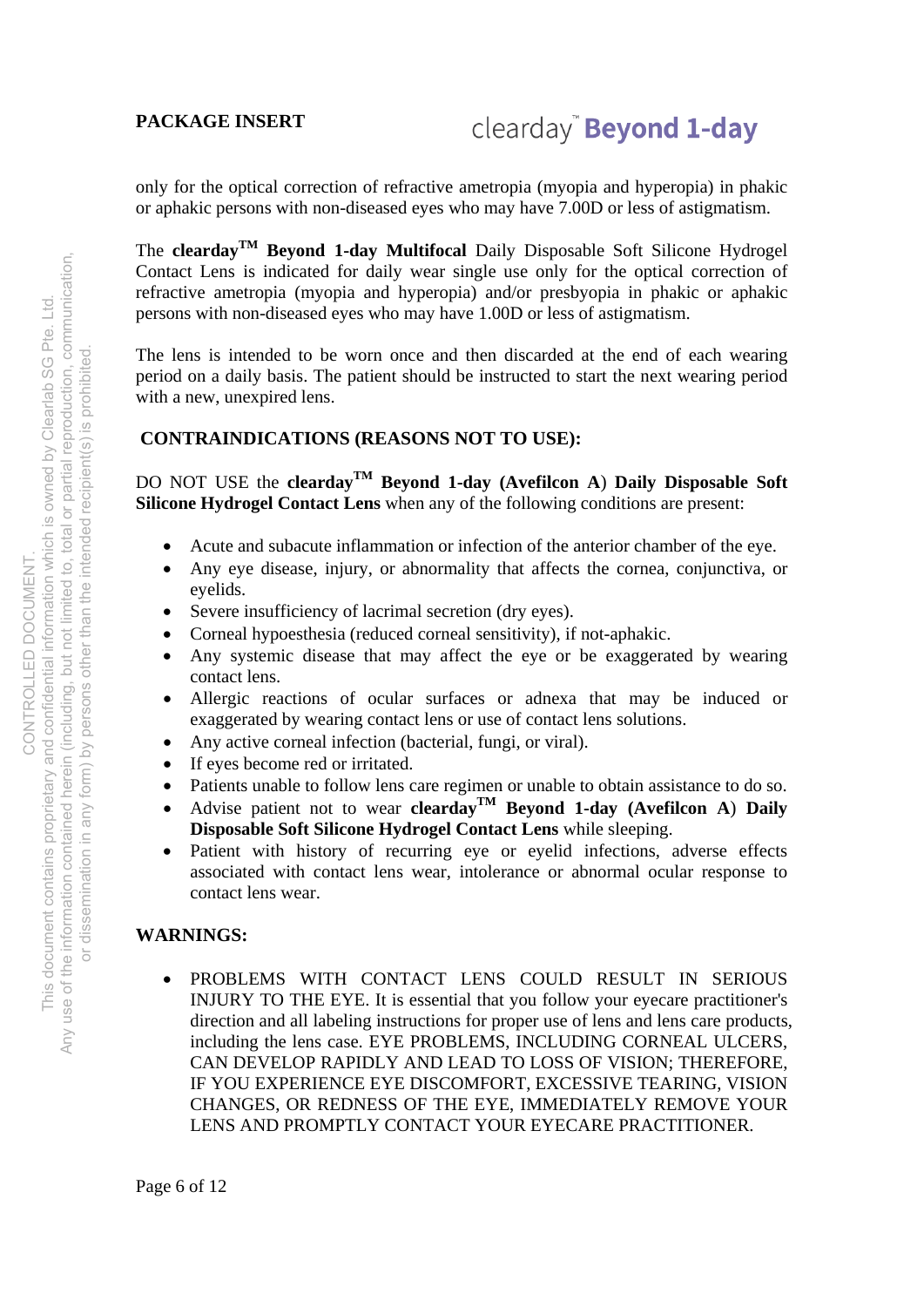only for the optical correction of refractive ametropia (myopia and hyperopia) in phakic or aphakic persons with non-diseased eyes who may have 7.00D or less of astigmatism.

The **clearday$^{TM}$ Beyond 1-day Multifocal** Daily Disposable Soft Silicone Hydrogel Contact Lens is indicated for daily wear single use only for the optical correction of refractive ametropia (myopia and hyperopia) and/or presbyopia in phakic or aphakic persons with non-diseased eyes who may have 1.00D or less of astigmatism.

The lens is intended to be worn once and then discarded at the end of each wearing period on a daily basis. The patient should be instructed to start the next wearing period with a new, unexpired lens.

## CONTRAINDICATIONS (REASONS NOT TO USE):

DO NOT USE the **clearday$^{TM}$ Beyond 1-day (Avefilcon A) Daily Disposable Soft Silicone Hydrogel Contact Lens** when any of the following conditions are present:

- Acute and subacute inflammation or infection of the anterior chamber of the eye.
- Any eye disease, injury, or abnormality that affects the cornea, conjunctiva, or eyelids.
- Severe insufficiency of lacrimal secretion (dry eyes).
- Corneal hypoesthesia (reduced corneal sensitivity), if not-aphakic.
- Any systemic disease that may affect the eye or be exaggerated by wearing contact lens.
- Allergic reactions of ocular surfaces or adnexa that may be induced or exaggerated by wearing contact lens or use of contact lens solutions.
- Any active corneal infection (bacterial, fungi, or viral).
- If eyes become red or irritated.
- Patients unable to follow lens care regimen or unable to obtain assistance to do so.
- Advise patient not to wear **clearday$^{TM}$ Beyond 1-day (Avefilcon A) Daily Disposable Soft Silicone Hydrogel Contact Lens** while sleeping.
- Patient with history of recurring eye or eyelid infections, adverse effects associated with contact lens wear, intolerance or abnormal ocular response to contact lens wear.

## WARNINGS:

- PROBLEMS WITH CONTACT LENS COULD RESULT IN SERIOUS INJURY TO THE EYE. It is essential that you follow your eyecare practitioner's direction and all labeling instructions for proper use of lens and lens care products, including the lens case. EYE PROBLEMS, INCLUDING CORNEAL ULCERS, CAN DEVELOP RAPIDLY AND LEAD TO LOSS OF VISION; THEREFORE, IF YOU EXPERIENCE EYE DISCOMFORT, EXCESSIVE TEARING, VISION CHANGES, OR REDNESS OF THE EYE, IMMEDIATELY REMOVE YOUR LENS AND PROMPTLY CONTACT YOUR EYECARE PRACTITIONER.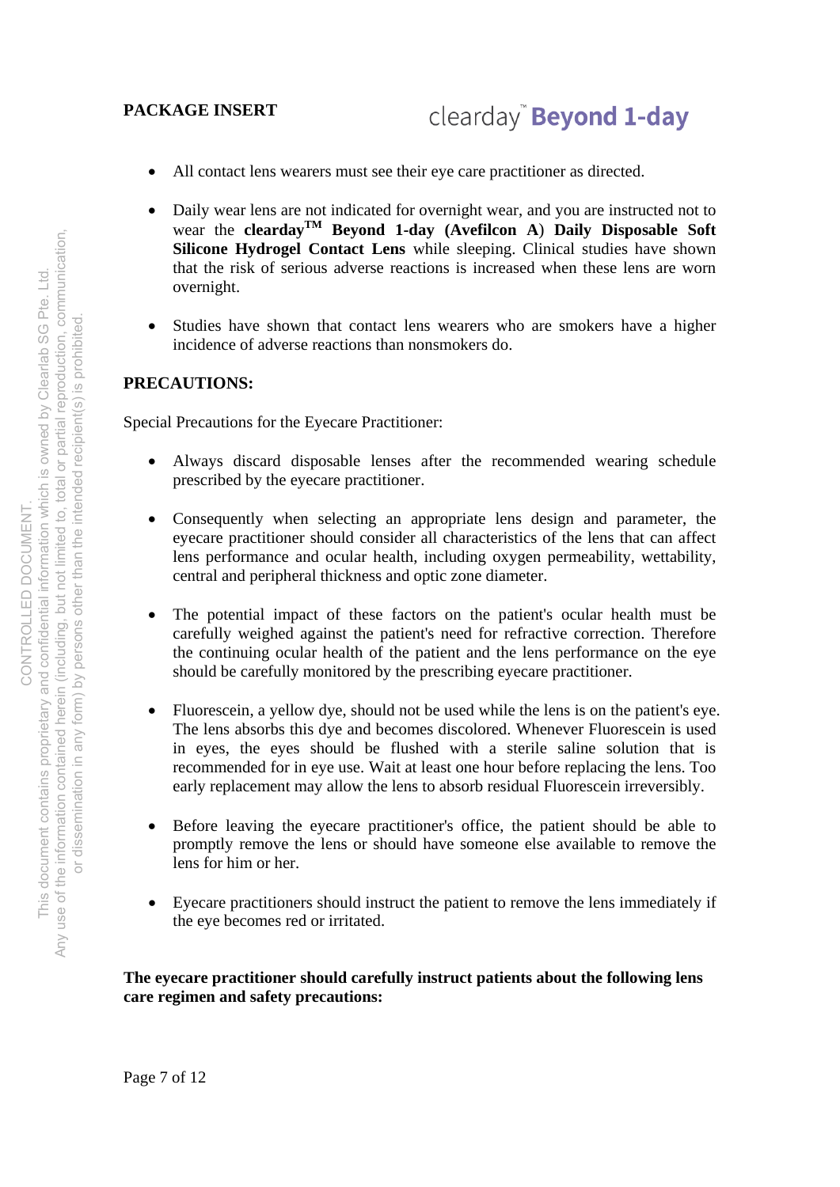- All contact lens wearers must see their eye care practitioner as directed.

- Daily wear lens are not indicated for overnight wear, and you are instructed not to wear the **clearday™ Beyond 1-day (Avefilcon A**) **Daily Disposable Soft Silicone Hydrogel Contact Lens** while sleeping. Clinical studies have shown that the risk of serious adverse reactions is increased when these lens are worn overnight.

- Studies have shown that contact lens wearers who are smokers have a higher incidence of adverse reactions than nonsmokers do.

## PRECAUTIONS:

Special Precautions for the Eyecare Practitioner:

- Always discard disposable lenses after the recommended wearing schedule prescribed by the eyecare practitioner.

- Consequently when selecting an appropriate lens design and parameter, the eyecare practitioner should consider all characteristics of the lens that can affect lens performance and ocular health, including oxygen permeability, wettability, central and peripheral thickness and optic zone diameter.

- The potential impact of these factors on the patient's ocular health must be carefully weighed against the patient's need for refractive correction. Therefore the continuing ocular health of the patient and the lens performance on the eye should be carefully monitored by the prescribing eyecare practitioner.

- Fluorescein, a yellow dye, should not be used while the lens is on the patient's eye. The lens absorbs this dye and becomes discolored. Whenever Fluorescein is used in eyes, the eyes should be flushed with a sterile saline solution that is recommended for in eye use. Wait at least one hour before replacing the lens. Too early replacement may allow the lens to absorb residual Fluorescein irreversibly.

- Before leaving the eyecare practitioner's office, the patient should be able to promptly remove the lens or should have someone else available to remove the lens for him or her.

- Eyecare practitioners should instruct the patient to remove the lens immediately if the eye becomes red or irritated.

**The eyecare practitioner should carefully instruct patients about the following lens care regimen and safety precautions:**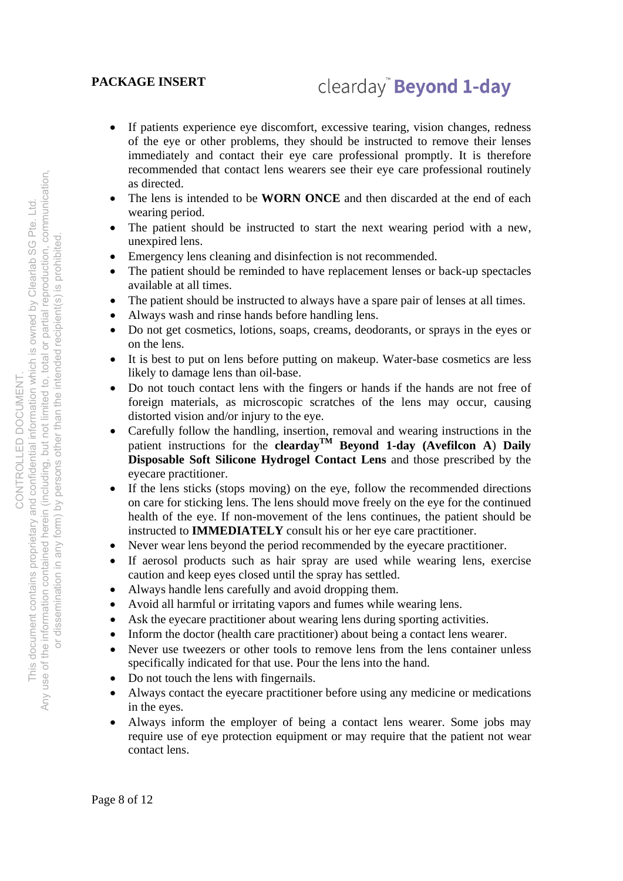- If patients experience eye discomfort, excessive tearing, vision changes, redness of the eye or other problems, they should be instructed to remove their lenses immediately and contact their eye care professional promptly. It is therefore recommended that contact lens wearers see their eye care professional routinely as directed.
- The lens is intended to be **WORN ONCE** and then discarded at the end of each wearing period.
- The patient should be instructed to start the next wearing period with a new, unexpired lens.
- Emergency lens cleaning and disinfection is not recommended.
- The patient should be reminded to have replacement lenses or back-up spectacles available at all times.
- The patient should be instructed to always have a spare pair of lenses at all times.
- Always wash and rinse hands before handling lens.
- Do not get cosmetics, lotions, soaps, creams, deodorants, or sprays in the eyes or on the lens.
- It is best to put on lens before putting on makeup. Water-base cosmetics are less likely to damage lens than oil-base.
- Do not touch contact lens with the fingers or hands if the hands are not free of foreign materials, as microscopic scratches of the lens may occur, causing distorted vision and/or injury to the eye.
- Carefully follow the handling, insertion, removal and wearing instructions in the patient instructions for the **clearday™ Beyond 1-day (Avefilcon A) Daily Disposable Soft Silicone Hydrogel Contact Lens** and those prescribed by the eyecare practitioner.
- If the lens sticks (stops moving) on the eye, follow the recommended directions on care for sticking lens. The lens should move freely on the eye for the continued health of the eye. If non-movement of the lens continues, the patient should be instructed to **IMMEDIATELY** consult his or her eye care practitioner.
- Never wear lens beyond the period recommended by the eyecare practitioner.
- If aerosol products such as hair spray are used while wearing lens, exercise caution and keep eyes closed until the spray has settled.
- Always handle lens carefully and avoid dropping them.
- Avoid all harmful or irritating vapors and fumes while wearing lens.
- Ask the eyecare practitioner about wearing lens during sporting activities.
- Inform the doctor (health care practitioner) about being a contact lens wearer.
- Never use tweezers or other tools to remove lens from the lens container unless specifically indicated for that use. Pour the lens into the hand.
- Do not touch the lens with fingernails.
- Always contact the eyecare practitioner before using any medicine or medications in the eyes.
- Always inform the employer of being a contact lens wearer. Some jobs may require use of eye protection equipment or may require that the patient not wear contact lens.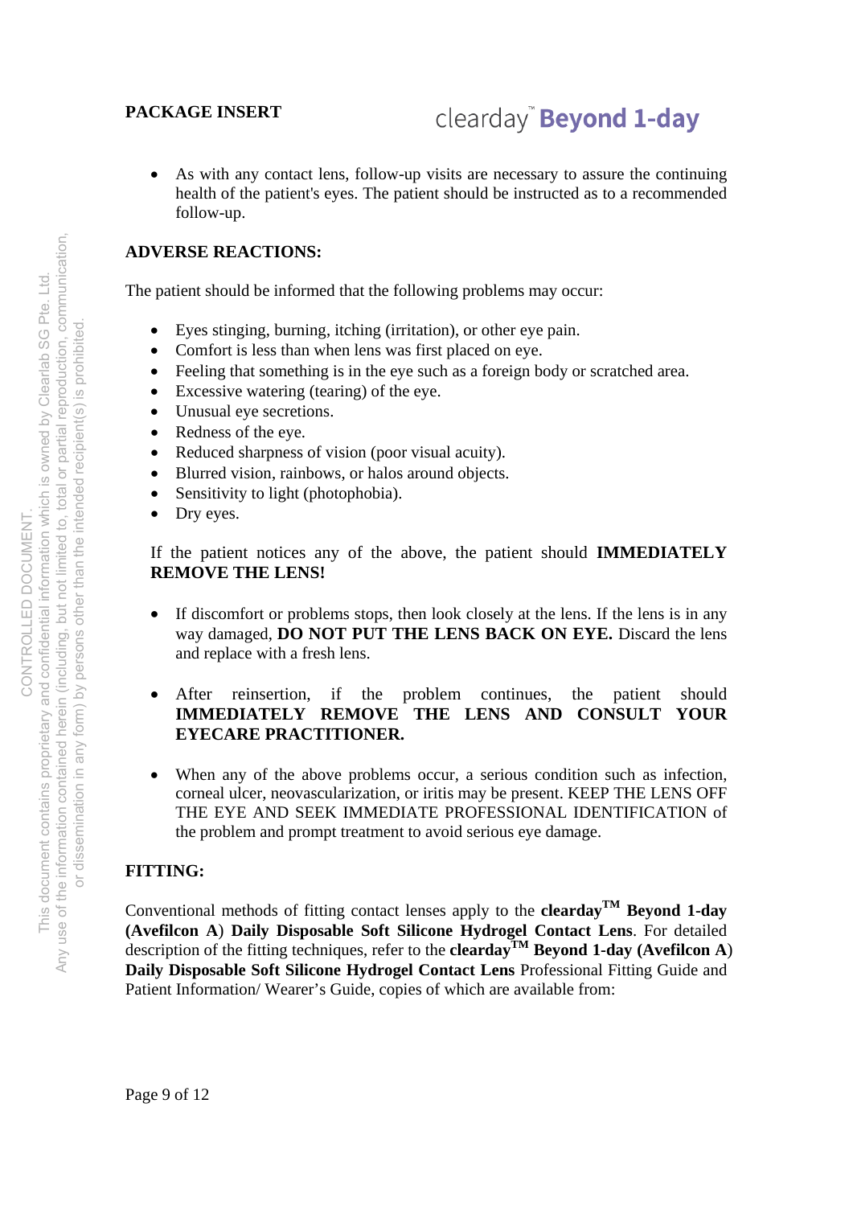- As with any contact lens, follow-up visits are necessary to assure the continuing health of the patient's eyes. The patient should be instructed as to a recommended follow-up.

**ADVERSE REACTIONS:**

The patient should be informed that the following problems may occur:

- Eyes stinging, burning, itching (irritation), or other eye pain.
- Comfort is less than when lens was first placed on eye.
- Feeling that something is in the eye such as a foreign body or scratched area.
- Excessive watering (tearing) of the eye.
- Unusual eye secretions.
- Redness of the eye.
- Reduced sharpness of vision (poor visual acuity).
- Blurred vision, rainbows, or halos around objects.
- Sensitivity to light (photophobia).
- Dry eyes.

If the patient notices any of the above, the patient should **IMMEDIATELY REMOVE THE LENS!**

- If discomfort or problems stops, then look closely at the lens. If the lens is in any way damaged, **DO NOT PUT THE LENS BACK ON EYE.** Discard the lens and replace with a fresh lens.

- After reinsertion, if the problem continues, the patient should **IMMEDIATELY REMOVE THE LENS AND CONSULT YOUR EYECARE PRACTITIONER.**

- When any of the above problems occur, a serious condition such as infection, corneal ulcer, neovascularization, or iritis may be present. KEEP THE LENS OFF THE EYE AND SEEK IMMEDIATE PROFESSIONAL IDENTIFICATION of the problem and prompt treatment to avoid serious eye damage.

**FITTING:**

Conventional methods of fitting contact lenses apply to the **clearday™ Beyond 1-day (Avefilcon A) Daily Disposable Soft Silicone Hydrogel Contact Lens**. For detailed description of the fitting techniques, refer to the **clearday™ Beyond 1-day (Avefilcon A) Daily Disposable Soft Silicone Hydrogel Contact Lens** Professional Fitting Guide and Patient Information/ Wearer's Guide, copies of which are available from: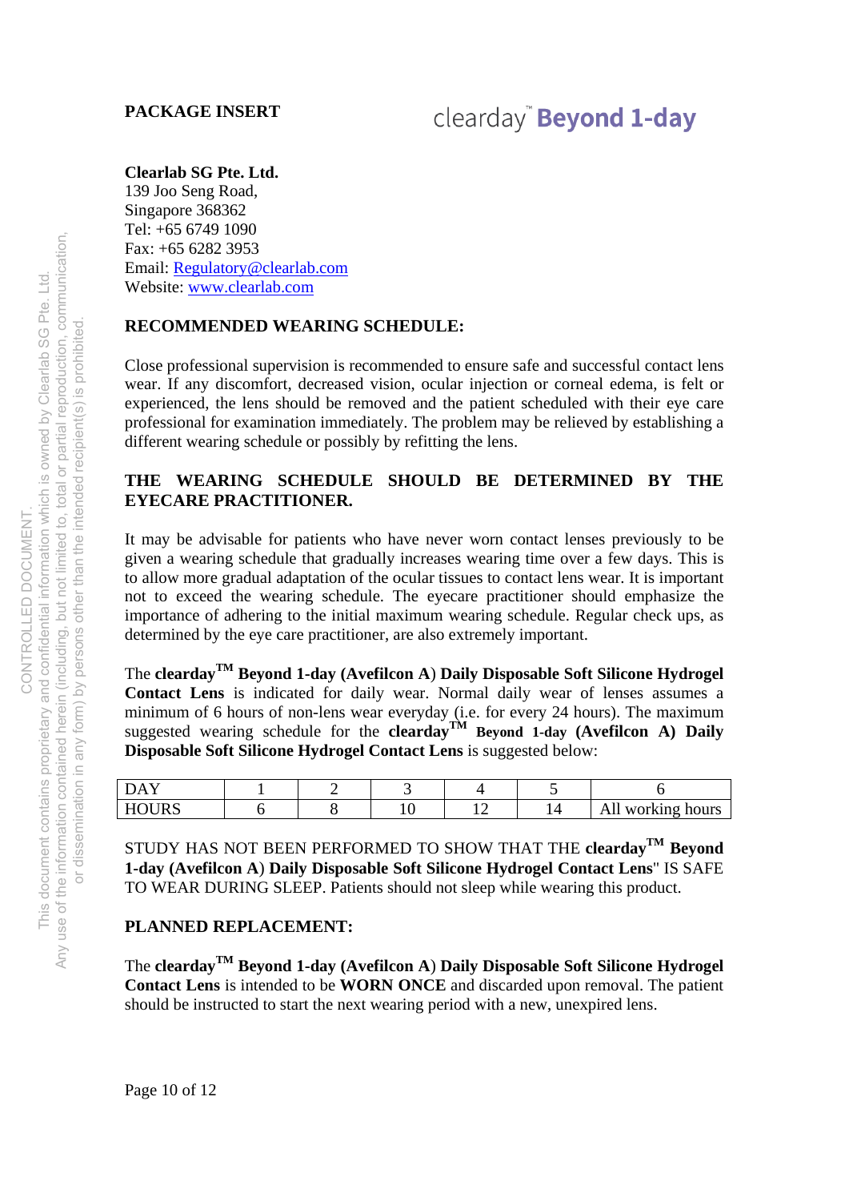**PACKAGE INSERT**

clearday™ **Beyond 1-day**

**Clearlab SG Pte. Ltd.**
139 Joo Seng Road,
Singapore 368362
Tel: +65 6749 1090
Fax: +65 6282 3953
Email: Regulatory@clearlab.com
Website: www.clearlab.com

**RECOMMENDED WEARING SCHEDULE:**

Close professional supervision is recommended to ensure safe and successful contact lens wear. If any discomfort, decreased vision, ocular injection or corneal edema, is felt or experienced, the lens should be removed and the patient scheduled with their eye care professional for examination immediately. The problem may be relieved by establishing a different wearing schedule or possibly by refitting the lens.

**THE WEARING SCHEDULE SHOULD BE DETERMINED BY THE EYECARE PRACTITIONER.**

It may be advisable for patients who have never worn contact lenses previously to be given a wearing schedule that gradually increases wearing time over a few days. This is to allow more gradual adaptation of the ocular tissues to contact lens wear. It is important not to exceed the wearing schedule. The eyecare practitioner should emphasize the importance of adhering to the initial maximum wearing schedule. Regular check ups, as determined by the eye care practitioner, are also extremely important.

The **clearday™ Beyond 1-day (Avefilcon A) Daily Disposable Soft Silicone Hydrogel Contact Lens** is indicated for daily wear. Normal daily wear of lenses assumes a minimum of 6 hours of non-lens wear everyday (i.e. for every 24 hours). The maximum suggested wearing schedule for the **clearday™ Beyond 1-day (Avefilcon A) Daily Disposable Soft Silicone Hydrogel Contact Lens** is suggested below:

| DAY | 1 | 2 | 3 | 4 | 5 | 6 |
|---|---|---|---|---|---|---|
| HOURS | 6 | 8 | 10 | 12 | 14 | All working hours |

STUDY HAS NOT BEEN PERFORMED TO SHOW THAT THE **clearday™ Beyond 1-day (Avefilcon A) Daily Disposable Soft Silicone Hydrogel Contact Lens**" IS SAFE TO WEAR DURING SLEEP. Patients should not sleep while wearing this product.

**PLANNED REPLACEMENT:**

The **clearday™ Beyond 1-day (Avefilcon A) Daily Disposable Soft Silicone Hydrogel Contact Lens** is intended to be **WORN ONCE** and discarded upon removal. The patient should be instructed to start the next wearing period with a new, unexpired lens.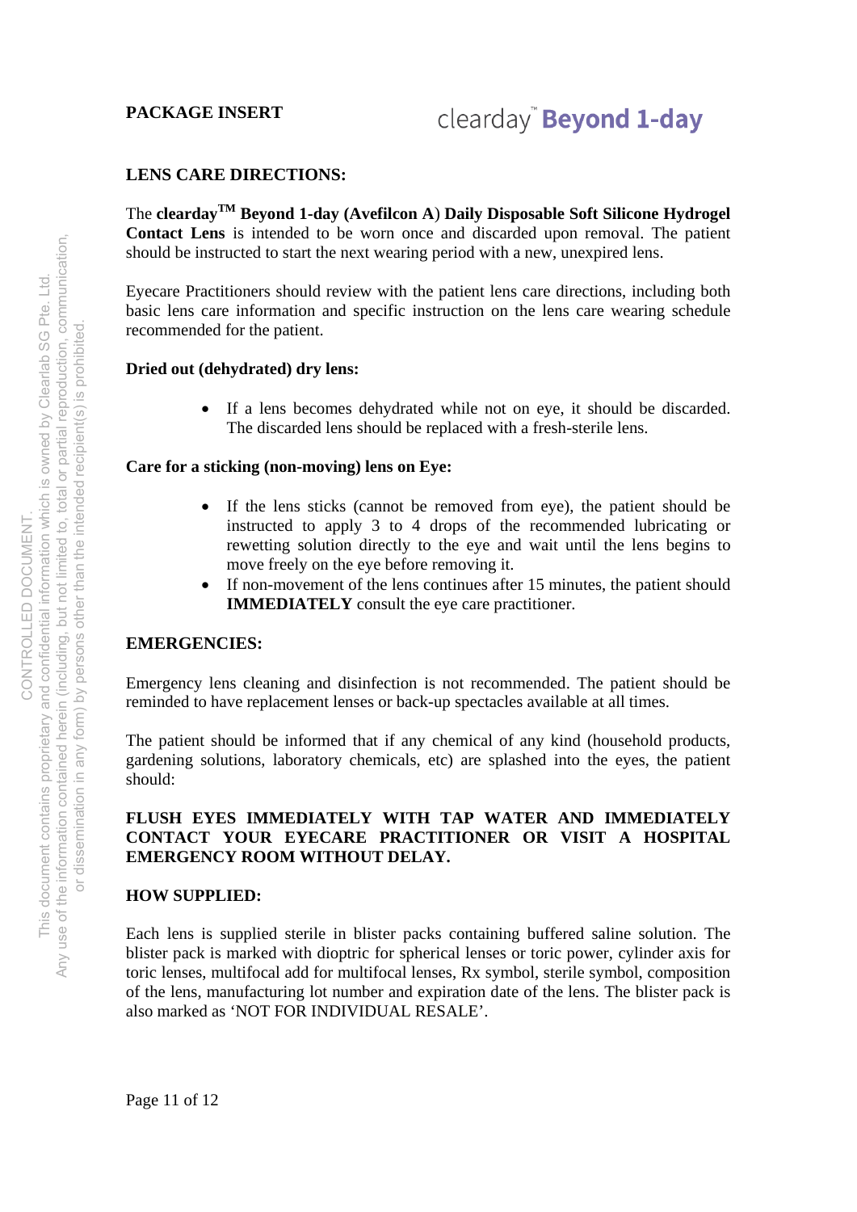## LENS CARE DIRECTIONS:

The **clearday$^{TM}$ Beyond 1-day (Avefilcon A**) **Daily Disposable Soft Silicone Hydrogel Contact Lens** is intended to be worn once and discarded upon removal. The patient should be instructed to start the next wearing period with a new, unexpired lens.

Eyecare Practitioners should review with the patient lens care directions, including both basic lens care information and specific instruction on the lens care wearing schedule recommended for the patient.

### Dried out (dehydrated) dry lens:

- If a lens becomes dehydrated while not on eye, it should be discarded. The discarded lens should be replaced with a fresh-sterile lens.

### Care for a sticking (non-moving) lens on Eye:

- If the lens sticks (cannot be removed from eye), the patient should be instructed to apply 3 to 4 drops of the recommended lubricating or rewetting solution directly to the eye and wait until the lens begins to move freely on the eye before removing it.
- If non-movement of the lens continues after 15 minutes, the patient should **IMMEDIATELY** consult the eye care practitioner.

## EMERGENCIES:

Emergency lens cleaning and disinfection is not recommended. The patient should be reminded to have replacement lenses or back-up spectacles available at all times.

The patient should be informed that if any chemical of any kind (household products, gardening solutions, laboratory chemicals, etc) are splashed into the eyes, the patient should:

**FLUSH EYES IMMEDIATELY WITH TAP WATER AND IMMEDIATELY CONTACT YOUR EYECARE PRACTITIONER OR VISIT A HOSPITAL EMERGENCY ROOM WITHOUT DELAY.**

## HOW SUPPLIED:

Each lens is supplied sterile in blister packs containing buffered saline solution. The blister pack is marked with dioptric for spherical lenses or toric power, cylinder axis for toric lenses, multifocal add for multifocal lenses, Rx symbol, sterile symbol, composition of the lens, manufacturing lot number and expiration date of the lens. The blister pack is also marked as 'NOT FOR INDIVIDUAL RESALE'.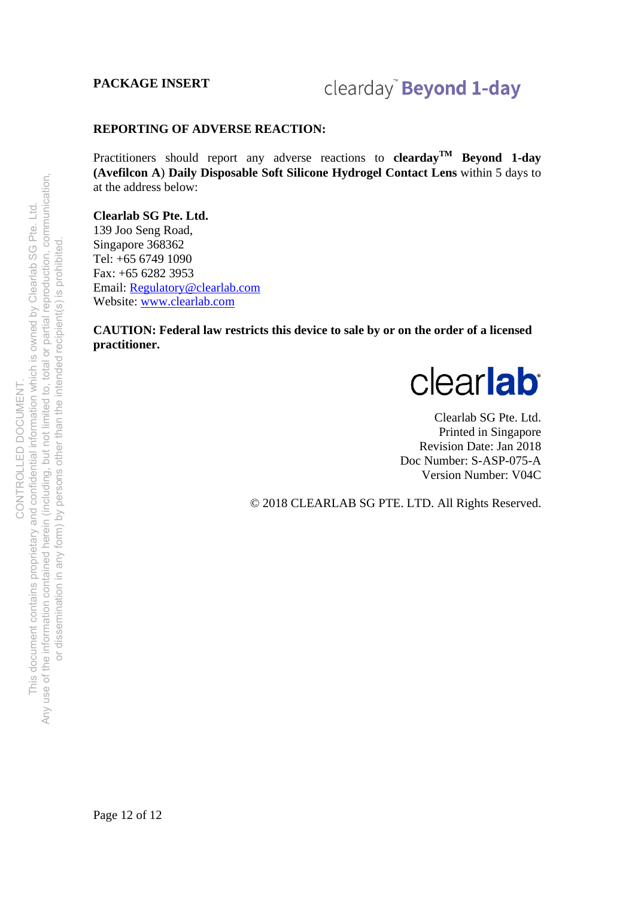## REPORTING OF ADVERSE REACTION:

Practitioners should report any adverse reactions to **clearday™ Beyond 1-day (Avefilcon A**) **Daily Disposable Soft Silicone Hydrogel Contact Lens** within 5 days to at the address below:

**Clearlab SG Pte. Ltd.**
139 Joo Seng Road,
Singapore 368362
Tel: +65 6749 1090
Fax: +65 6282 3953
Email: Regulatory@clearlab.com
Website: www.clearlab.com

**CAUTION: Federal law restricts this device to sale by or on the order of a licensed practitioner.**

clearlab

Clearlab SG Pte. Ltd.
Printed in Singapore
Revision Date: Jan 2018
Doc Number: S-ASP-075-A
Version Number: V04C

© 2018 CLEARLAB SG PTE. LTD. All Rights Reserved.